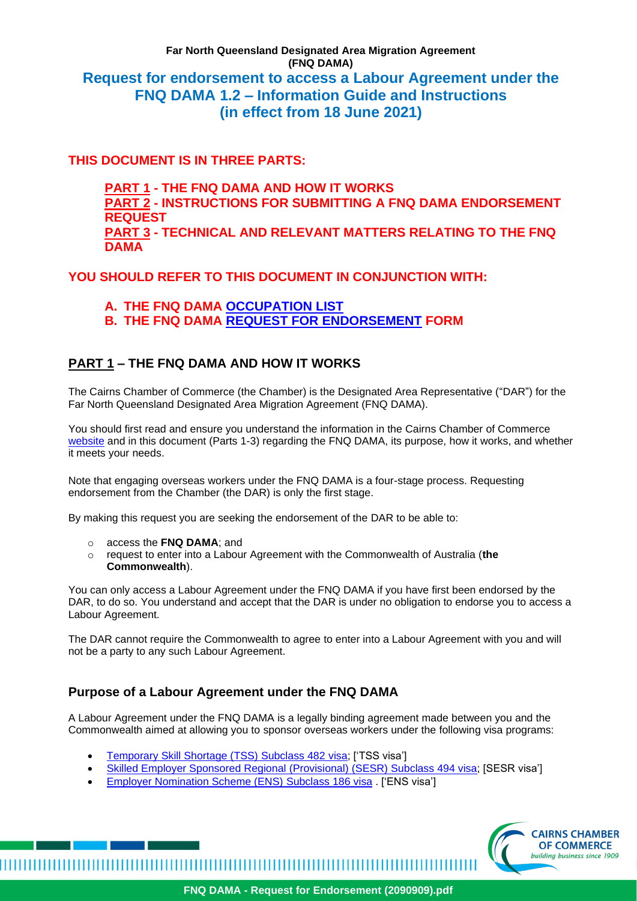**Far North Queensland Designated Area Migration Agreement (FNQ DAMA)**

# Request for endorsement to access a Labour Agreement under the FNQ DAMA 1.2 – Information Guide and Instructions (in effect from 18 June 2021)

**THIS DOCUMENT IS IN THREE PARTS:**

**PART 1 - THE FNQ DAMA AND HOW IT WORKS**
**PART 2 - INSTRUCTIONS FOR SUBMITTING A FNQ DAMA ENDORSEMENT REQUEST**
**PART 3 - TECHNICAL AND RELEVANT MATTERS RELATING TO THE FNQ DAMA**

**YOU SHOULD REFER TO THIS DOCUMENT IN CONJUNCTION WITH:**

**A. THE FNQ DAMA OCCUPATION LIST**
**B. THE FNQ DAMA REQUEST FOR ENDORSEMENT FORM**

## PART 1 – THE FNQ DAMA AND HOW IT WORKS

The Cairns Chamber of Commerce (the Chamber) is the Designated Area Representative ("DAR") for the Far North Queensland Designated Area Migration Agreement (FNQ DAMA).

You should first read and ensure you understand the information in the Cairns Chamber of Commerce website and in this document (Parts 1-3) regarding the FNQ DAMA, its purpose, how it works, and whether it meets your needs.

Note that engaging overseas workers under the FNQ DAMA is a four-stage process. Requesting endorsement from the Chamber (the DAR) is only the first stage.

By making this request you are seeking the endorsement of the DAR to be able to:

- access the **FNQ DAMA**; and
- request to enter into a Labour Agreement with the Commonwealth of Australia (**the Commonwealth**).

You can only access a Labour Agreement under the FNQ DAMA if you have first been endorsed by the DAR, to do so. You understand and accept that the DAR is under no obligation to endorse you to access a Labour Agreement.

The DAR cannot require the Commonwealth to agree to enter into a Labour Agreement with you and will not be a party to any such Labour Agreement.

### Purpose of a Labour Agreement under the FNQ DAMA

A Labour Agreement under the FNQ DAMA is a legally binding agreement made between you and the Commonwealth aimed at allowing you to sponsor overseas workers under the following visa programs:

- Temporary Skill Shortage (TSS) Subclass 482 visa; ['TSS visa']
- Skilled Employer Sponsored Regional (Provisional) (SESR) Subclass 494 visa; [SESR visa']
- Employer Nomination Scheme (ENS) Subclass 186 visa . ['ENS visa']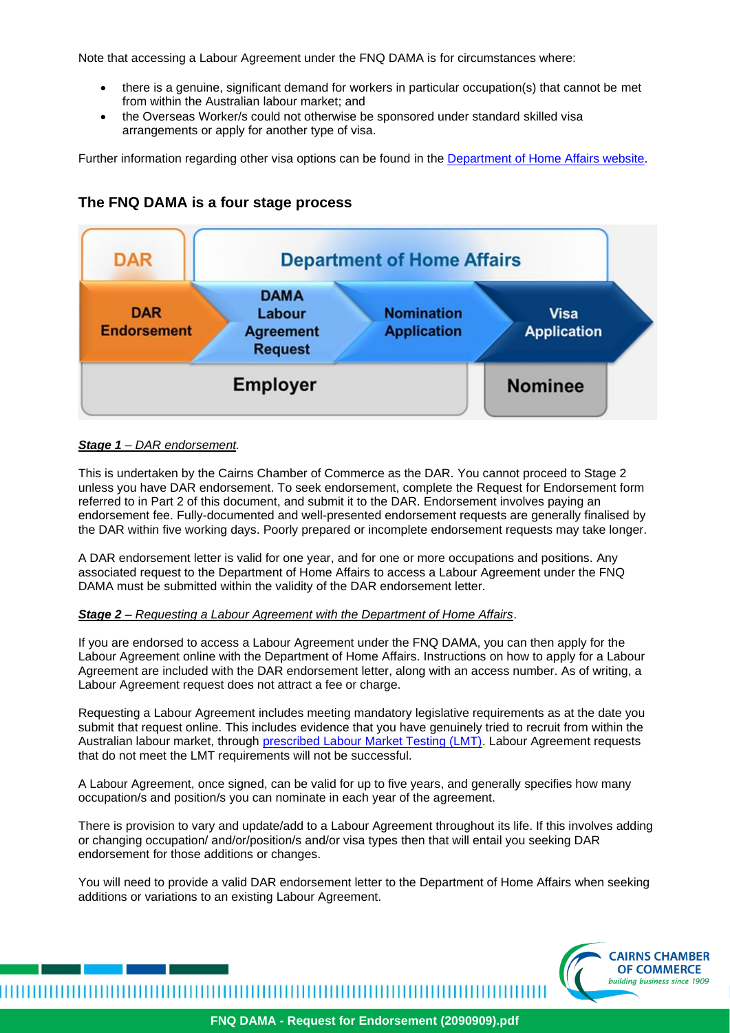Note that accessing a Labour Agreement under the FNQ DAMA is for circumstances where:

- there is a genuine, significant demand for workers in particular occupation(s) that cannot be met from within the Australian labour market; and
- the Overseas Worker/s could not otherwise be sponsored under standard skilled visa arrangements or apply for another type of visa.

Further information regarding other visa options can be found in the Department of Home Affairs website.

## The FNQ DAMA is a four stage process

| DAR | Department of Home Affairs | | |
| --- | --- | --- | --- |
| DAR Endorsement | DAMA Labour Agreement Request | Nomination Application | Visa Application |
| Employer | | | Nominee |

***Stage 1** – DAR endorsement.*

This is undertaken by the Cairns Chamber of Commerce as the DAR. You cannot proceed to Stage 2 unless you have DAR endorsement. To seek endorsement, complete the Request for Endorsement form referred to in Part 2 of this document, and submit it to the DAR. Endorsement involves paying an endorsement fee. Fully-documented and well-presented endorsement requests are generally finalised by the DAR within five working days. Poorly prepared or incomplete endorsement requests may take longer.

A DAR endorsement letter is valid for one year, and for one or more occupations and positions. Any associated request to the Department of Home Affairs to access a Labour Agreement under the FNQ DAMA must be submitted within the validity of the DAR endorsement letter.

***Stage 2** – Requesting a Labour Agreement with the Department of Home Affairs*.

If you are endorsed to access a Labour Agreement under the FNQ DAMA, you can then apply for the Labour Agreement online with the Department of Home Affairs. Instructions on how to apply for a Labour Agreement are included with the DAR endorsement letter, along with an access number. As of writing, a Labour Agreement request does not attract a fee or charge.

Requesting a Labour Agreement includes meeting mandatory legislative requirements as at the date you submit that request online. This includes evidence that you have genuinely tried to recruit from within the Australian labour market, through prescribed Labour Market Testing (LMT). Labour Agreement requests that do not meet the LMT requirements will not be successful.

A Labour Agreement, once signed, can be valid for up to five years, and generally specifies how many occupation/s and position/s you can nominate in each year of the agreement.

There is provision to vary and update/add to a Labour Agreement throughout its life. If this involves adding or changing occupation/ and/or/position/s and/or visa types then that will entail you seeking DAR endorsement for those additions or changes.

You will need to provide a valid DAR endorsement letter to the Department of Home Affairs when seeking additions or variations to an existing Labour Agreement.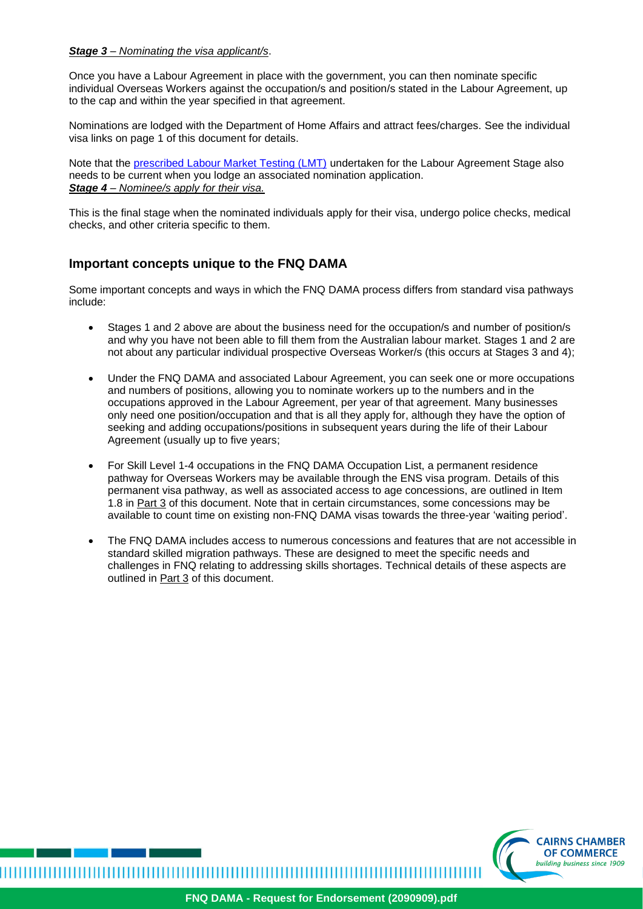***Stage 3** – Nominating the visa applicant/s*.

Once you have a Labour Agreement in place with the government, you can then nominate specific individual Overseas Workers against the occupation/s and position/s stated in the Labour Agreement, up to the cap and within the year specified in that agreement.

Nominations are lodged with the Department of Home Affairs and attract fees/charges. See the individual visa links on page 1 of this document for details.

Note that the [prescribed Labour Market Testing (LMT)]() undertaken for the Labour Agreement Stage also needs to be current when you lodge an associated nomination application.

***Stage 4** – Nominee/s apply for their visa.*

This is the final stage when the nominated individuals apply for their visa, undergo police checks, medical checks, and other criteria specific to them.

## Important concepts unique to the FNQ DAMA

Some important concepts and ways in which the FNQ DAMA process differs from standard visa pathways include:

- Stages 1 and 2 above are about the business need for the occupation/s and number of position/s and why you have not been able to fill them from the Australian labour market. Stages 1 and 2 are not about any particular individual prospective Overseas Worker/s (this occurs at Stages 3 and 4);
- Under the FNQ DAMA and associated Labour Agreement, you can seek one or more occupations and numbers of positions, allowing you to nominate workers up to the numbers and in the occupations approved in the Labour Agreement, per year of that agreement. Many businesses only need one position/occupation and that is all they apply for, although they have the option of seeking and adding occupations/positions in subsequent years during the life of their Labour Agreement (usually up to five years;
- For Skill Level 1-4 occupations in the FNQ DAMA Occupation List, a permanent residence pathway for Overseas Workers may be available through the ENS visa program. Details of this permanent visa pathway, as well as associated access to age concessions, are outlined in Item 1.8 in Part 3 of this document. Note that in certain circumstances, some concessions may be available to count time on existing non-FNQ DAMA visas towards the three-year 'waiting period'.
- The FNQ DAMA includes access to numerous concessions and features that are not accessible in standard skilled migration pathways. These are designed to meet the specific needs and challenges in FNQ relating to addressing skills shortages. Technical details of these aspects are outlined in Part 3 of this document.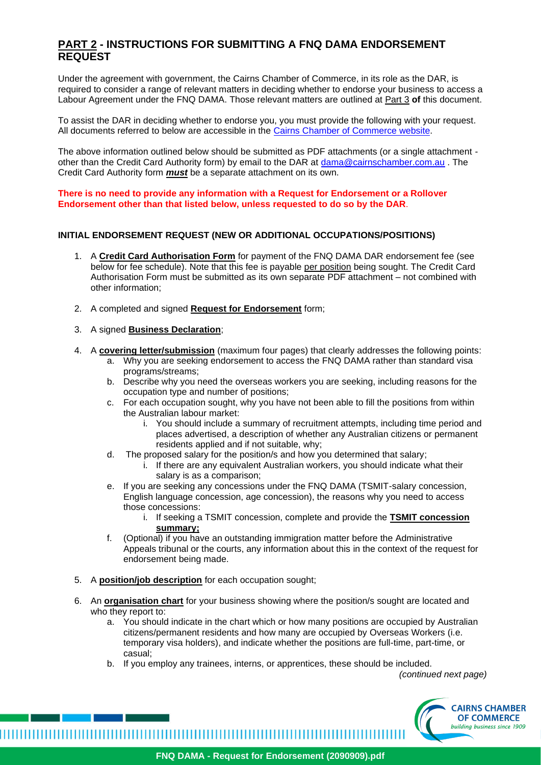## **PART 2** - INSTRUCTIONS FOR SUBMITTING A FNQ DAMA ENDORSEMENT REQUEST

Under the agreement with government, the Cairns Chamber of Commerce, in its role as the DAR, is required to consider a range of relevant matters in deciding whether to endorse your business to access a Labour Agreement under the FNQ DAMA. Those relevant matters are outlined at Part 3 **of** this document.

To assist the DAR in deciding whether to endorse you, you must provide the following with your request. All documents referred to below are accessible in the Cairns Chamber of Commerce website.

The above information outlined below should be submitted as PDF attachments (or a single attachment - other than the Credit Card Authority form) by email to the DAR at dama@cairnschamber.com.au . The Credit Card Authority form ***must*** be a separate attachment on its own.

**There is no need to provide any information with a Request for Endorsement or a Rollover Endorsement other than that listed below, unless requested to do so by the DAR.**

### INITIAL ENDORSEMENT REQUEST (NEW OR ADDITIONAL OCCUPATIONS/POSITIONS)

1. A **Credit Card Authorisation Form** for payment of the FNQ DAMA DAR endorsement fee (see below for fee schedule). Note that this fee is payable per position being sought. The Credit Card Authorisation Form must be submitted as its own separate PDF attachment – not combined with other information;
2. A completed and signed **Request for Endorsement** form;
3. A signed **Business Declaration**;
4. A **covering letter/submission** (maximum four pages) that clearly addresses the following points:
   a. Why you are seeking endorsement to access the FNQ DAMA rather than standard visa programs/streams;
   b. Describe why you need the overseas workers you are seeking, including reasons for the occupation type and number of positions;
   c. For each occupation sought, why you have not been able to fill the positions from within the Australian labour market:
      i. You should include a summary of recruitment attempts, including time period and places advertised, a description of whether any Australian citizens or permanent residents applied and if not suitable, why;
   d. The proposed salary for the position/s and how you determined that salary;
      i. If there are any equivalent Australian workers, you should indicate what their salary is as a comparison;
   e. If you are seeking any concessions under the FNQ DAMA (TSMIT-salary concession, English language concession, age concession), the reasons why you need to access those concessions:
      i. If seeking a TSMIT concession, complete and provide the **TSMIT concession summary;**
   f. (Optional) if you have an outstanding immigration matter before the Administrative Appeals tribunal or the courts, any information about this in the context of the request for endorsement being made.
5. A **position/job description** for each occupation sought;
6. An **organisation chart** for your business showing where the position/s sought are located and who they report to:
   a. You should indicate in the chart which or how many positions are occupied by Australian citizens/permanent residents and how many are occupied by Overseas Workers (i.e. temporary visa holders), and indicate whether the positions are full-time, part-time, or casual;
   b. If you employ any trainees, interns, or apprentices, these should be included.

*(continued next page)*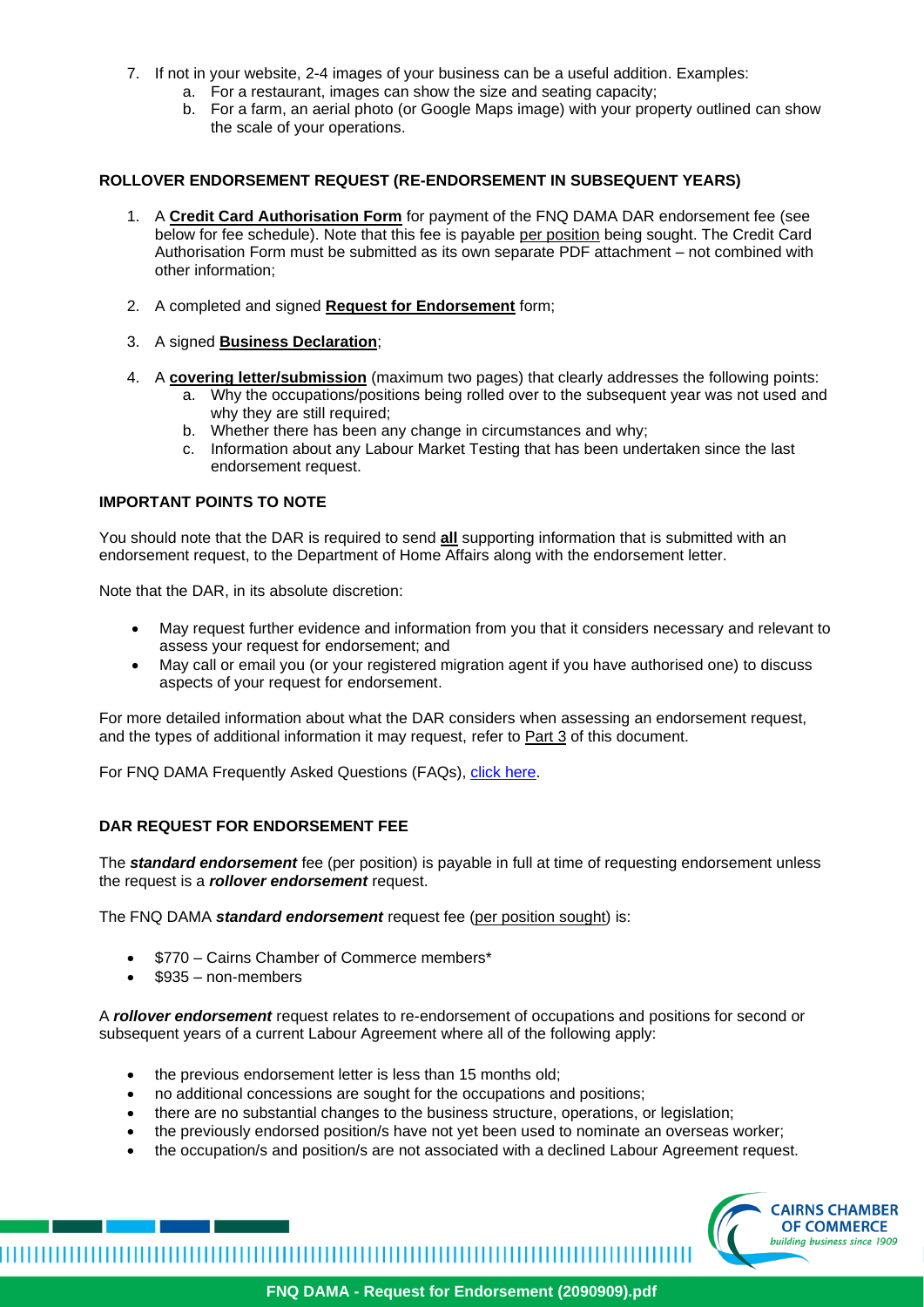7. If not in your website, 2-4 images of your business can be a useful addition. Examples:
    a. For a restaurant, images can show the size and seating capacity;
    b. For a farm, an aerial photo (or Google Maps image) with your property outlined can show the scale of your operations.

### ROLLOVER ENDORSEMENT REQUEST (RE-ENDORSEMENT IN SUBSEQUENT YEARS)

1. A **Credit Card Authorisation Form** for payment of the FNQ DAMA DAR endorsement fee (see below for fee schedule). Note that this fee is payable per position being sought. The Credit Card Authorisation Form must be submitted as its own separate PDF attachment – not combined with other information;

2. A completed and signed **Request for Endorsement** form;

3. A signed **Business Declaration**;

4. A **covering letter/submission** (maximum two pages) that clearly addresses the following points:
    a. Why the occupations/positions being rolled over to the subsequent year was not used and why they are still required;
    b. Whether there has been any change in circumstances and why;
    c. Information about any Labour Market Testing that has been undertaken since the last endorsement request.

### IMPORTANT POINTS TO NOTE

You should note that the DAR is required to send **all** supporting information that is submitted with an endorsement request, to the Department of Home Affairs along with the endorsement letter.

Note that the DAR, in its absolute discretion:

- May request further evidence and information from you that it considers necessary and relevant to assess your request for endorsement; and
- May call or email you (or your registered migration agent if you have authorised one) to discuss aspects of your request for endorsement.

For more detailed information about what the DAR considers when assessing an endorsement request, and the types of additional information it may request, refer to Part 3 of this document.

For FNQ DAMA Frequently Asked Questions (FAQs), click here.

### DAR REQUEST FOR ENDORSEMENT FEE

The ***standard endorsement*** fee (per position) is payable in full at time of requesting endorsement unless the request is a ***rollover endorsement*** request.

The FNQ DAMA ***standard endorsement*** request fee (per position sought) is:

- $770 – Cairns Chamber of Commerce members*
- $935 – non-members

A ***rollover endorsement*** request relates to re-endorsement of occupations and positions for second or subsequent years of a current Labour Agreement where all of the following apply:

- the previous endorsement letter is less than 15 months old;
- no additional concessions are sought for the occupations and positions;
- there are no substantial changes to the business structure, operations, or legislation;
- the previously endorsed position/s have not yet been used to nominate an overseas worker;
- the occupation/s and position/s are not associated with a declined Labour Agreement request.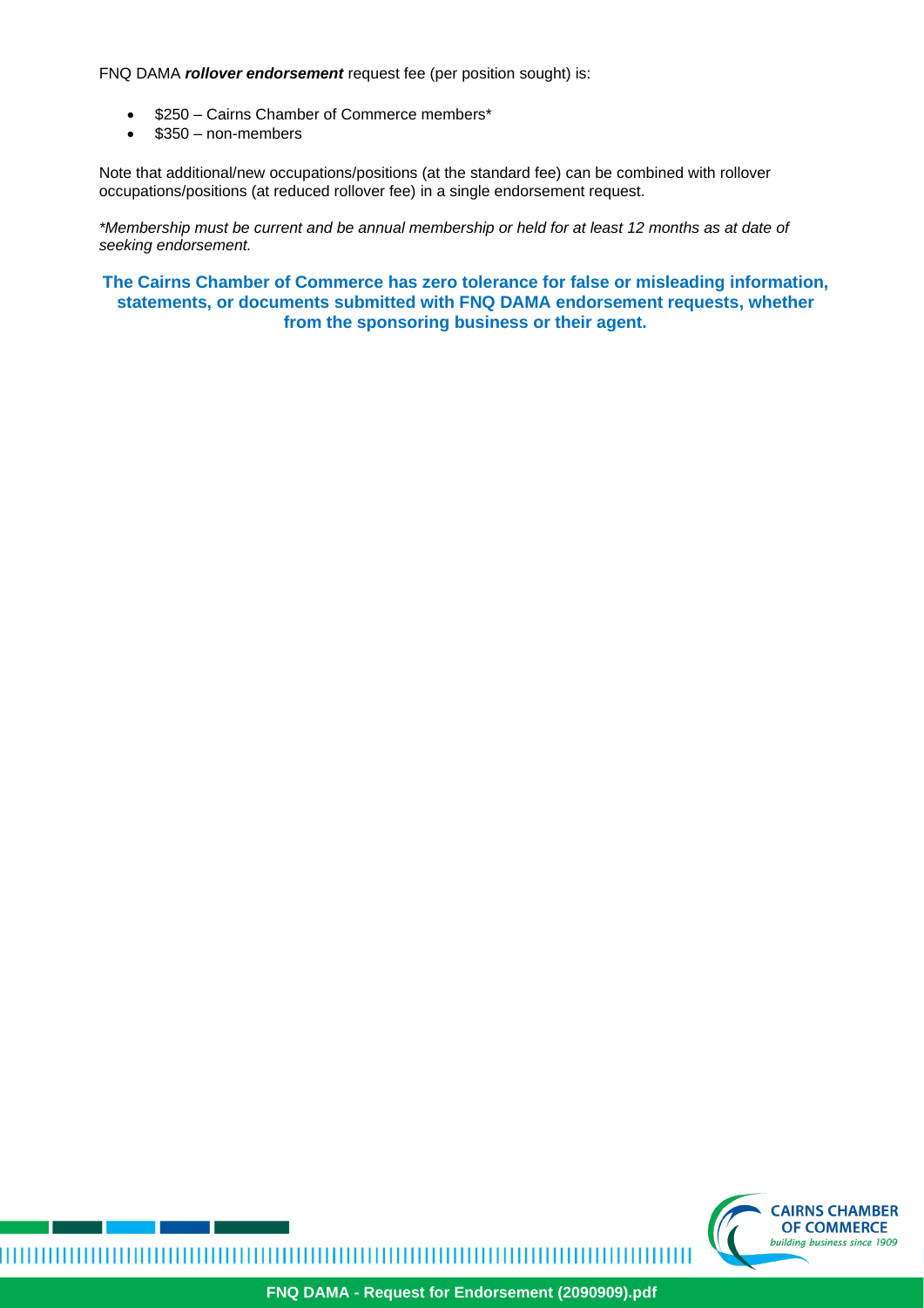FNQ DAMA ***rollover endorsement*** request fee (per position sought) is:

- $250 – Cairns Chamber of Commerce members*
- $350 – non-members

Note that additional/new occupations/positions (at the standard fee) can be combined with rollover occupations/positions (at reduced rollover fee) in a single endorsement request.

*\*Membership must be current and be annual membership or held for at least 12 months as at date of seeking endorsement.*

**The Cairns Chamber of Commerce has zero tolerance for false or misleading information, statements, or documents submitted with FNQ DAMA endorsement requests, whether from the sponsoring business or their agent.**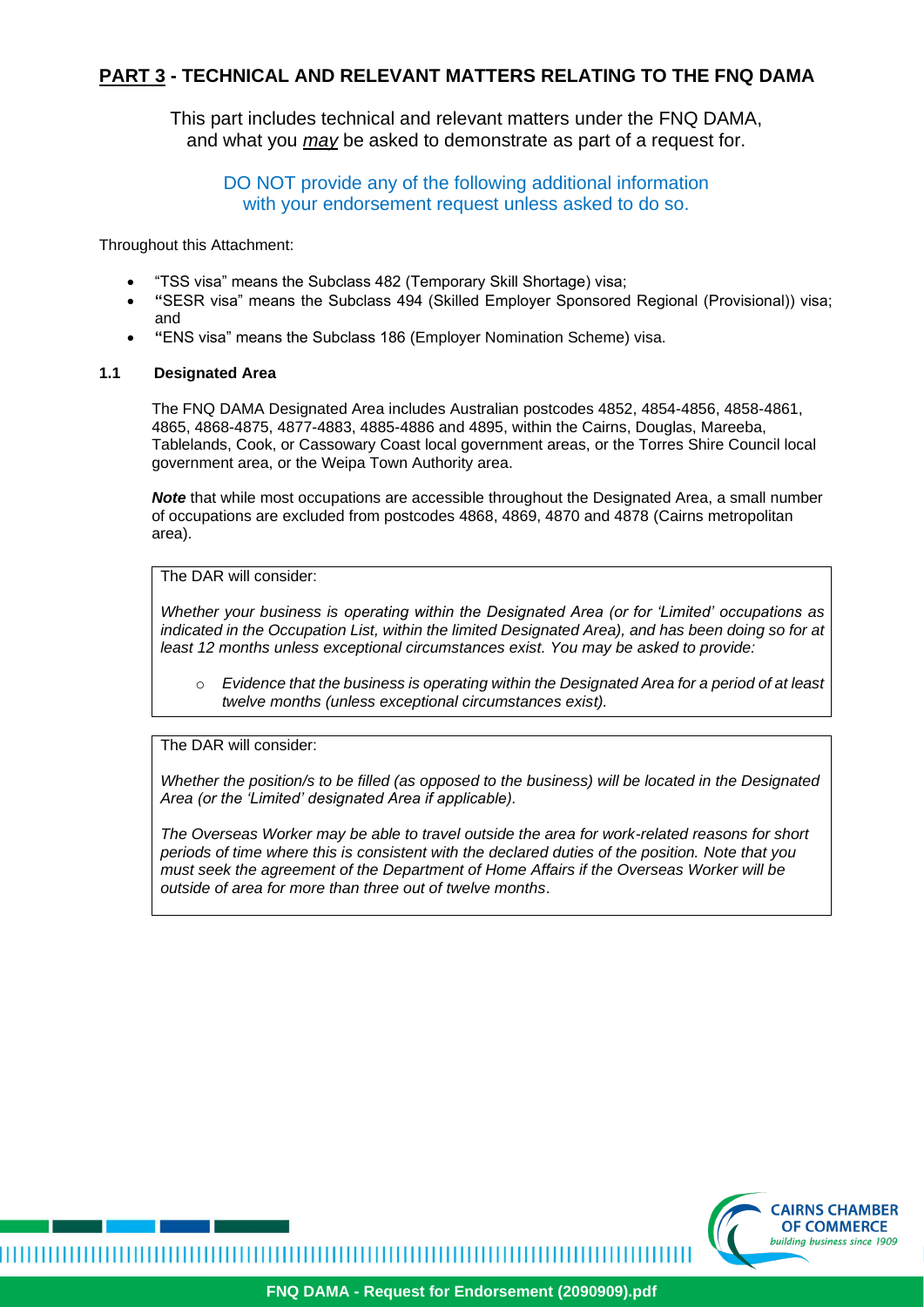## **PART 3** - TECHNICAL AND RELEVANT MATTERS RELATING TO THE FNQ DAMA

This part includes technical and relevant matters under the FNQ DAMA, and what you *may* be asked to demonstrate as part of a request for.

DO NOT provide any of the following additional information with your endorsement request unless asked to do so.

Throughout this Attachment:

- "TSS visa" means the Subclass 482 (Temporary Skill Shortage) visa;
- **"**SESR visa" means the Subclass 494 (Skilled Employer Sponsored Regional (Provisional)) visa; and
- **"**ENS visa" means the Subclass 186 (Employer Nomination Scheme) visa.

### 1.1 Designated Area

The FNQ DAMA Designated Area includes Australian postcodes 4852, 4854-4856, 4858-4861, 4865, 4868-4875, 4877-4883, 4885-4886 and 4895, within the Cairns, Douglas, Mareeba, Tablelands, Cook, or Cassowary Coast local government areas, or the Torres Shire Council local government area, or the Weipa Town Authority area.

***Note*** that while most occupations are accessible throughout the Designated Area, a small number of occupations are excluded from postcodes 4868, 4869, 4870 and 4878 (Cairns metropolitan area).

The DAR will consider:

*Whether your business is operating within the Designated Area (or for 'Limited' occupations as indicated in the Occupation List, within the limited Designated Area), and has been doing so for at least 12 months unless exceptional circumstances exist. You may be asked to provide:*

- *Evidence that the business is operating within the Designated Area for a period of at least twelve months (unless exceptional circumstances exist).*

The DAR will consider:

*Whether the position/s to be filled (as opposed to the business) will be located in the Designated Area (or the 'Limited' designated Area if applicable).*

*The Overseas Worker may be able to travel outside the area for work-related reasons for short periods of time where this is consistent with the declared duties of the position. Note that you must seek the agreement of the Department of Home Affairs if the Overseas Worker will be outside of area for more than three out of twelve months*.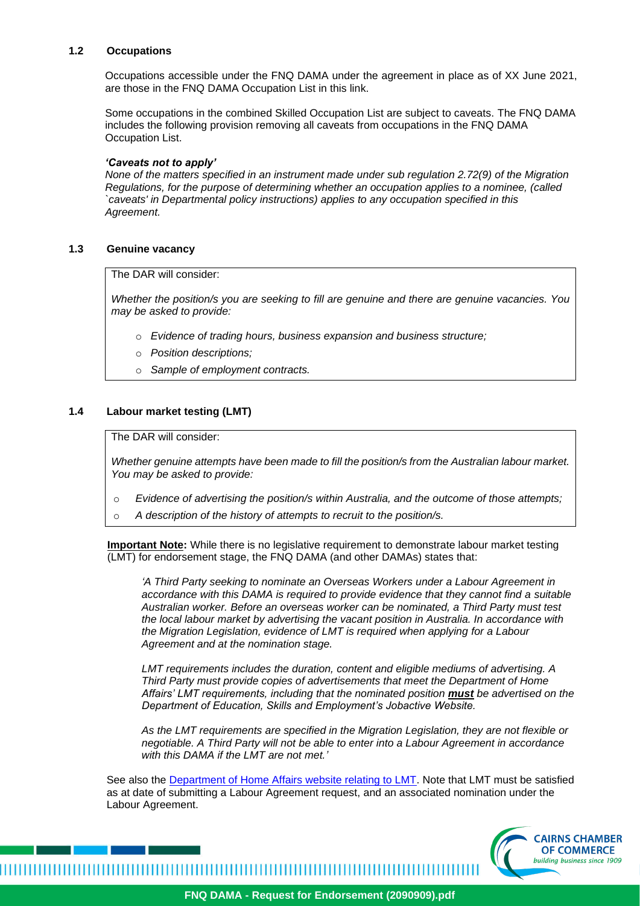### 1.2 Occupations

Occupations accessible under the FNQ DAMA under the agreement in place as of XX June 2021, are those in the FNQ DAMA Occupation List in this link.

Some occupations in the combined Skilled Occupation List are subject to caveats. The FNQ DAMA includes the following provision removing all caveats from occupations in the FNQ DAMA Occupation List.

***'Caveats not to apply'***

*None of the matters specified in an instrument made under sub regulation 2.72(9) of the Migration Regulations, for the purpose of determining whether an occupation applies to a nominee, (called `caveats' in Departmental policy instructions) applies to any occupation specified in this Agreement.*

### 1.3 Genuine vacancy

The DAR will consider:

*Whether the position/s you are seeking to fill are genuine and there are genuine vacancies. You may be asked to provide:*

- *Evidence of trading hours, business expansion and business structure;*
- *Position descriptions;*
- *Sample of employment contracts.*

### 1.4 Labour market testing (LMT)

The DAR will consider:

*Whether genuine attempts have been made to fill the position/s from the Australian labour market. You may be asked to provide:*

- *Evidence of advertising the position/s within Australia, and the outcome of those attempts;*
- *A description of the history of attempts to recruit to the position/s.*

**Important Note:** While there is no legislative requirement to demonstrate labour market testing (LMT) for endorsement stage, the FNQ DAMA (and other DAMAs) states that:

> *'A Third Party seeking to nominate an Overseas Workers under a Labour Agreement in accordance with this DAMA is required to provide evidence that they cannot find a suitable Australian worker. Before an overseas worker can be nominated, a Third Party must test the local labour market by advertising the vacant position in Australia. In accordance with the Migration Legislation, evidence of LMT is required when applying for a Labour Agreement and at the nomination stage.*
>
> *LMT requirements includes the duration, content and eligible mediums of advertising. A Third Party must provide copies of advertisements that meet the Department of Home Affairs' LMT requirements, including that the nominated position **must** be advertised on the Department of Education, Skills and Employment's Jobactive Website.*
>
> *As the LMT requirements are specified in the Migration Legislation, they are not flexible or negotiable. A Third Party will not be able to enter into a Labour Agreement in accordance with this DAMA if the LMT are not met.'*

See also the Department of Home Affairs website relating to LMT. Note that LMT must be satisfied as at date of submitting a Labour Agreement request, and an associated nomination under the Labour Agreement.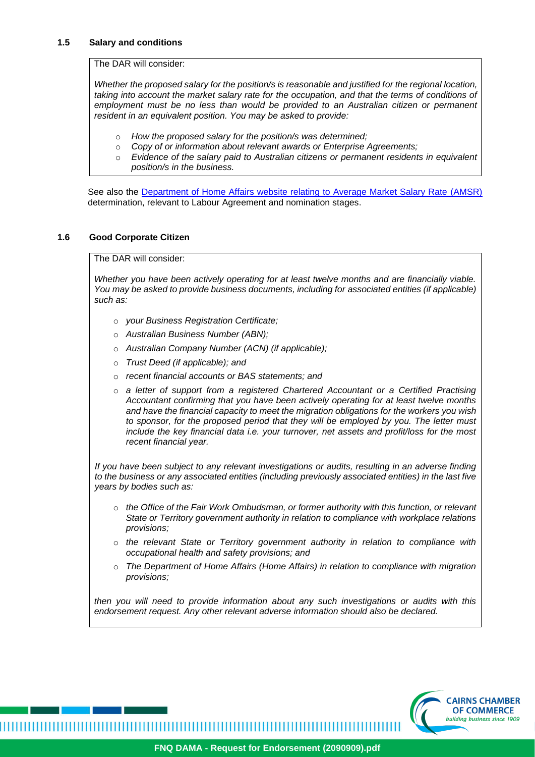### 1.5 Salary and conditions

The DAR will consider:

*Whether the proposed salary for the position/s is reasonable and justified for the regional location, taking into account the market salary rate for the occupation, and that the terms of conditions of employment must be no less than would be provided to an Australian citizen or permanent resident in an equivalent position. You may be asked to provide:*

- *How the proposed salary for the position/s was determined;*
- *Copy of or information about relevant awards or Enterprise Agreements;*
- *Evidence of the salary paid to Australian citizens or permanent residents in equivalent position/s in the business.*

See also the Department of Home Affairs website relating to Average Market Salary Rate (AMSR) determination, relevant to Labour Agreement and nomination stages.

### 1.6 Good Corporate Citizen

The DAR will consider:

*Whether you have been actively operating for at least twelve months and are financially viable. You may be asked to provide business documents, including for associated entities (if applicable) such as:*

- *your Business Registration Certificate;*
- *Australian Business Number (ABN);*
- *Australian Company Number (ACN) (if applicable);*
- *Trust Deed (if applicable); and*
- *recent financial accounts or BAS statements; and*
- *a letter of support from a registered Chartered Accountant or a Certified Practising Accountant confirming that you have been actively operating for at least twelve months and have the financial capacity to meet the migration obligations for the workers you wish to sponsor, for the proposed period that they will be employed by you. The letter must include the key financial data i.e. your turnover, net assets and profit/loss for the most recent financial year.*

*If you have been subject to any relevant investigations or audits, resulting in an adverse finding to the business or any associated entities (including previously associated entities) in the last five years by bodies such as:*

- *the Office of the Fair Work Ombudsman, or former authority with this function, or relevant State or Territory government authority in relation to compliance with workplace relations provisions;*
- *the relevant State or Territory government authority in relation to compliance with occupational health and safety provisions; and*
- *The Department of Home Affairs (Home Affairs) in relation to compliance with migration provisions;*

*then you will need to provide information about any such investigations or audits with this endorsement request. Any other relevant adverse information should also be declared.*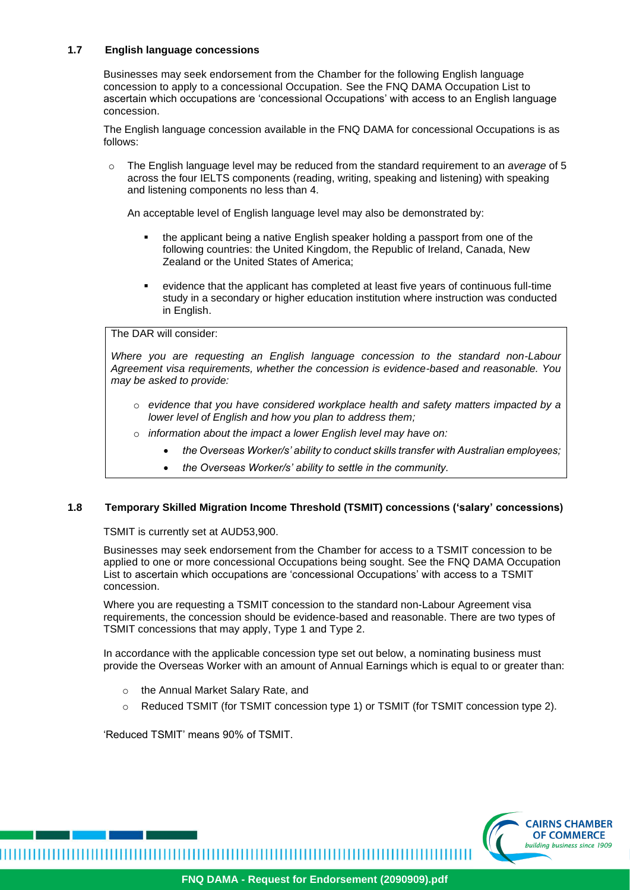### 1.7 English language concessions

Businesses may seek endorsement from the Chamber for the following English language concession to apply to a concessional Occupation. See the FNQ DAMA Occupation List to ascertain which occupations are 'concessional Occupations' with access to an English language concession.

The English language concession available in the FNQ DAMA for concessional Occupations is as follows:

- The English language level may be reduced from the standard requirement to an *average* of 5 across the four IELTS components (reading, writing, speaking and listening) with speaking and listening components no less than 4.

  An acceptable level of English language level may also be demonstrated by:

  - the applicant being a native English speaker holding a passport from one of the following countries: the United Kingdom, the Republic of Ireland, Canada, New Zealand or the United States of America;
  - evidence that the applicant has completed at least five years of continuous full-time study in a secondary or higher education institution where instruction was conducted in English.

> The DAR will consider:
>
> *Where you are requesting an English language concession to the standard non-Labour Agreement visa requirements, whether the concession is evidence-based and reasonable. You may be asked to provide:*
>
> - *evidence that you have considered workplace health and safety matters impacted by a lower level of English and how you plan to address them;*
> - *information about the impact a lower English level may have on:*
>   - *the Overseas Worker/s' ability to conduct skills transfer with Australian employees;*
>   - *the Overseas Worker/s' ability to settle in the community.*

### 1.8 Temporary Skilled Migration Income Threshold (TSMIT) concessions ('salary' concessions)

TSMIT is currently set at AUD53,900.

Businesses may seek endorsement from the Chamber for access to a TSMIT concession to be applied to one or more concessional Occupations being sought. See the FNQ DAMA Occupation List to ascertain which occupations are 'concessional Occupations' with access to a TSMIT concession.

Where you are requesting a TSMIT concession to the standard non-Labour Agreement visa requirements, the concession should be evidence-based and reasonable. There are two types of TSMIT concessions that may apply, Type 1 and Type 2.

In accordance with the applicable concession type set out below, a nominating business must provide the Overseas Worker with an amount of Annual Earnings which is equal to or greater than:

- the Annual Market Salary Rate, and
- Reduced TSMIT (for TSMIT concession type 1) or TSMIT (for TSMIT concession type 2).

'Reduced TSMIT' means 90% of TSMIT.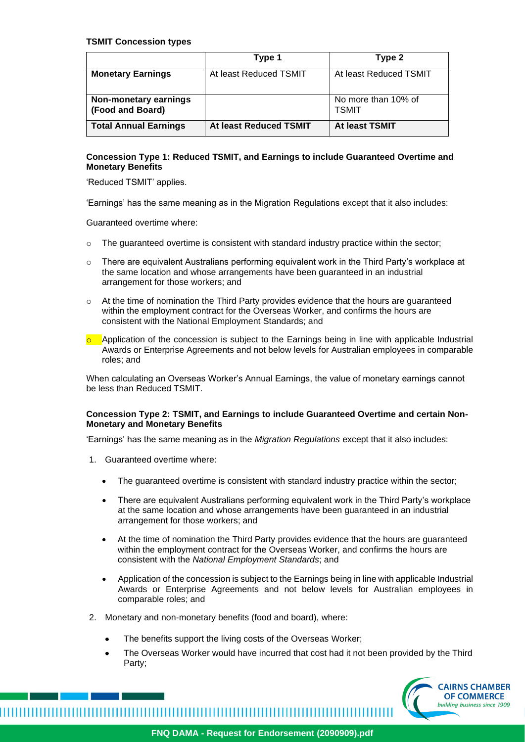**TSMIT Concession types**

| | Type 1 | Type 2 |
|---|---|---|
| **Monetary Earnings** | At least Reduced TSMIT | At least Reduced TSMIT |
| **Non-monetary earnings (Food and Board)** | | No more than 10% of TSMIT |
| **Total Annual Earnings** | **At least Reduced TSMIT** | **At least TSMIT** |

**Concession Type 1: Reduced TSMIT, and Earnings to include Guaranteed Overtime and Monetary Benefits**

'Reduced TSMIT' applies.

'Earnings' has the same meaning as in the Migration Regulations except that it also includes:

Guaranteed overtime where:

- The guaranteed overtime is consistent with standard industry practice within the sector;
- There are equivalent Australians performing equivalent work in the Third Party's workplace at the same location and whose arrangements have been guaranteed in an industrial arrangement for those workers; and
- At the time of nomination the Third Party provides evidence that the hours are guaranteed within the employment contract for the Overseas Worker, and confirms the hours are consistent with the National Employment Standards; and
- Application of the concession is subject to the Earnings being in line with applicable Industrial Awards or Enterprise Agreements and not below levels for Australian employees in comparable roles; and

When calculating an Overseas Worker's Annual Earnings, the value of monetary earnings cannot be less than Reduced TSMIT.

**Concession Type 2: TSMIT, and Earnings to include Guaranteed Overtime and certain Non-Monetary and Monetary Benefits**

'Earnings' has the same meaning as in the *Migration Regulations* except that it also includes:

1. Guaranteed overtime where:
   - The guaranteed overtime is consistent with standard industry practice within the sector;
   - There are equivalent Australians performing equivalent work in the Third Party's workplace at the same location and whose arrangements have been guaranteed in an industrial arrangement for those workers; and
   - At the time of nomination the Third Party provides evidence that the hours are guaranteed within the employment contract for the Overseas Worker, and confirms the hours are consistent with the *National Employment Standards*; and
   - Application of the concession is subject to the Earnings being in line with applicable Industrial Awards or Enterprise Agreements and not below levels for Australian employees in comparable roles; and
2. Monetary and non-monetary benefits (food and board), where:
   - The benefits support the living costs of the Overseas Worker;
   - The Overseas Worker would have incurred that cost had it not been provided by the Third Party;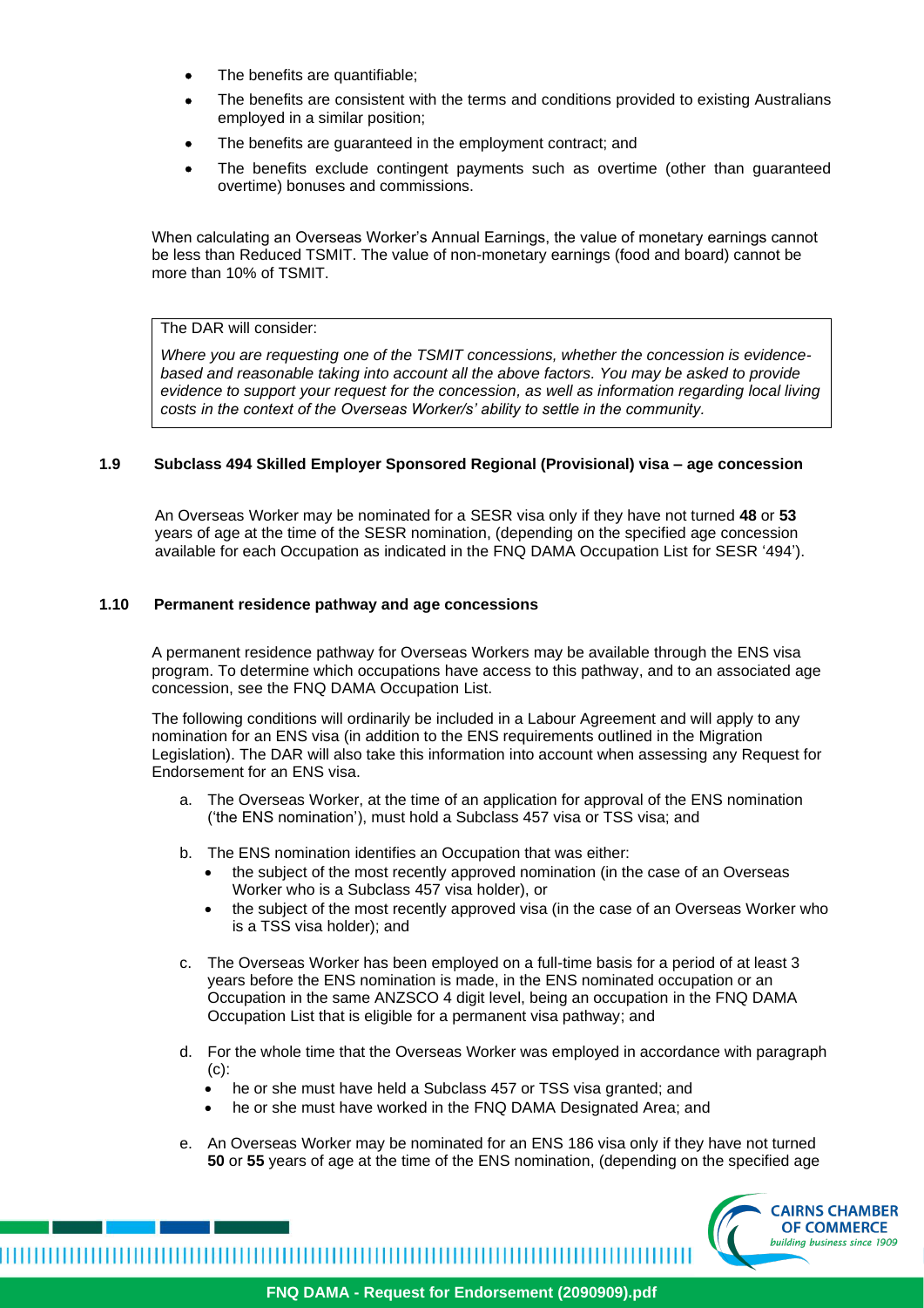- The benefits are quantifiable;
- The benefits are consistent with the terms and conditions provided to existing Australians employed in a similar position;
- The benefits are guaranteed in the employment contract; and
- The benefits exclude contingent payments such as overtime (other than guaranteed overtime) bonuses and commissions.

When calculating an Overseas Worker's Annual Earnings, the value of monetary earnings cannot be less than Reduced TSMIT. The value of non-monetary earnings (food and board) cannot be more than 10% of TSMIT.

> The DAR will consider:
>
> *Where you are requesting one of the TSMIT concessions, whether the concession is evidence-based and reasonable taking into account all the above factors. You may be asked to provide evidence to support your request for the concession, as well as information regarding local living costs in the context of the Overseas Worker/s' ability to settle in the community.*

### 1.9 Subclass 494 Skilled Employer Sponsored Regional (Provisional) visa – age concession

An Overseas Worker may be nominated for a SESR visa only if they have not turned **48** or **53** years of age at the time of the SESR nomination, (depending on the specified age concession available for each Occupation as indicated in the FNQ DAMA Occupation List for SESR '494').

### 1.10 Permanent residence pathway and age concessions

A permanent residence pathway for Overseas Workers may be available through the ENS visa program. To determine which occupations have access to this pathway, and to an associated age concession, see the FNQ DAMA Occupation List.

The following conditions will ordinarily be included in a Labour Agreement and will apply to any nomination for an ENS visa (in addition to the ENS requirements outlined in the Migration Legislation). The DAR will also take this information into account when assessing any Request for Endorsement for an ENS visa.

a. The Overseas Worker, at the time of an application for approval of the ENS nomination ('the ENS nomination'), must hold a Subclass 457 visa or TSS visa; and

b. The ENS nomination identifies an Occupation that was either:
   - the subject of the most recently approved nomination (in the case of an Overseas Worker who is a Subclass 457 visa holder), or
   - the subject of the most recently approved visa (in the case of an Overseas Worker who is a TSS visa holder); and

c. The Overseas Worker has been employed on a full-time basis for a period of at least 3 years before the ENS nomination is made, in the ENS nominated occupation or an Occupation in the same ANZSCO 4 digit level, being an occupation in the FNQ DAMA Occupation List that is eligible for a permanent visa pathway; and

d. For the whole time that the Overseas Worker was employed in accordance with paragraph (c):
   - he or she must have held a Subclass 457 or TSS visa granted; and
   - he or she must have worked in the FNQ DAMA Designated Area; and

e. An Overseas Worker may be nominated for an ENS 186 visa only if they have not turned **50** or **55** years of age at the time of the ENS nomination, (depending on the specified age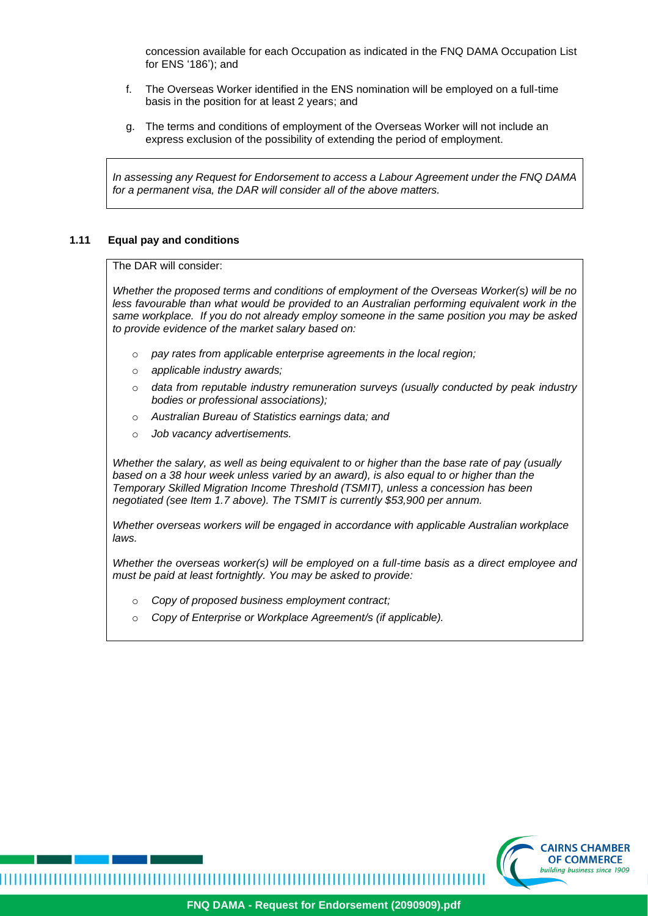concession available for each Occupation as indicated in the FNQ DAMA Occupation List for ENS '186'); and

f. The Overseas Worker identified in the ENS nomination will be employed on a full-time basis in the position for at least 2 years; and

g. The terms and conditions of employment of the Overseas Worker will not include an express exclusion of the possibility of extending the period of employment.

*In assessing any Request for Endorsement to access a Labour Agreement under the FNQ DAMA for a permanent visa, the DAR will consider all of the above matters.*

### 1.11 Equal pay and conditions

The DAR will consider:

*Whether the proposed terms and conditions of employment of the Overseas Worker(s) will be no less favourable than what would be provided to an Australian performing equivalent work in the same workplace. If you do not already employ someone in the same position you may be asked to provide evidence of the market salary based on:*

- *pay rates from applicable enterprise agreements in the local region;*
- *applicable industry awards;*
- *data from reputable industry remuneration surveys (usually conducted by peak industry bodies or professional associations);*
- *Australian Bureau of Statistics earnings data; and*
- *Job vacancy advertisements.*

*Whether the salary, as well as being equivalent to or higher than the base rate of pay (usually based on a 38 hour week unless varied by an award), is also equal to or higher than the Temporary Skilled Migration Income Threshold (TSMIT), unless a concession has been negotiated (see Item 1.7 above). The TSMIT is currently $53,900 per annum.*

*Whether overseas workers will be engaged in accordance with applicable Australian workplace laws.*

*Whether the overseas worker(s) will be employed on a full-time basis as a direct employee and must be paid at least fortnightly. You may be asked to provide:*

- *Copy of proposed business employment contract;*
- *Copy of Enterprise or Workplace Agreement/s (if applicable).*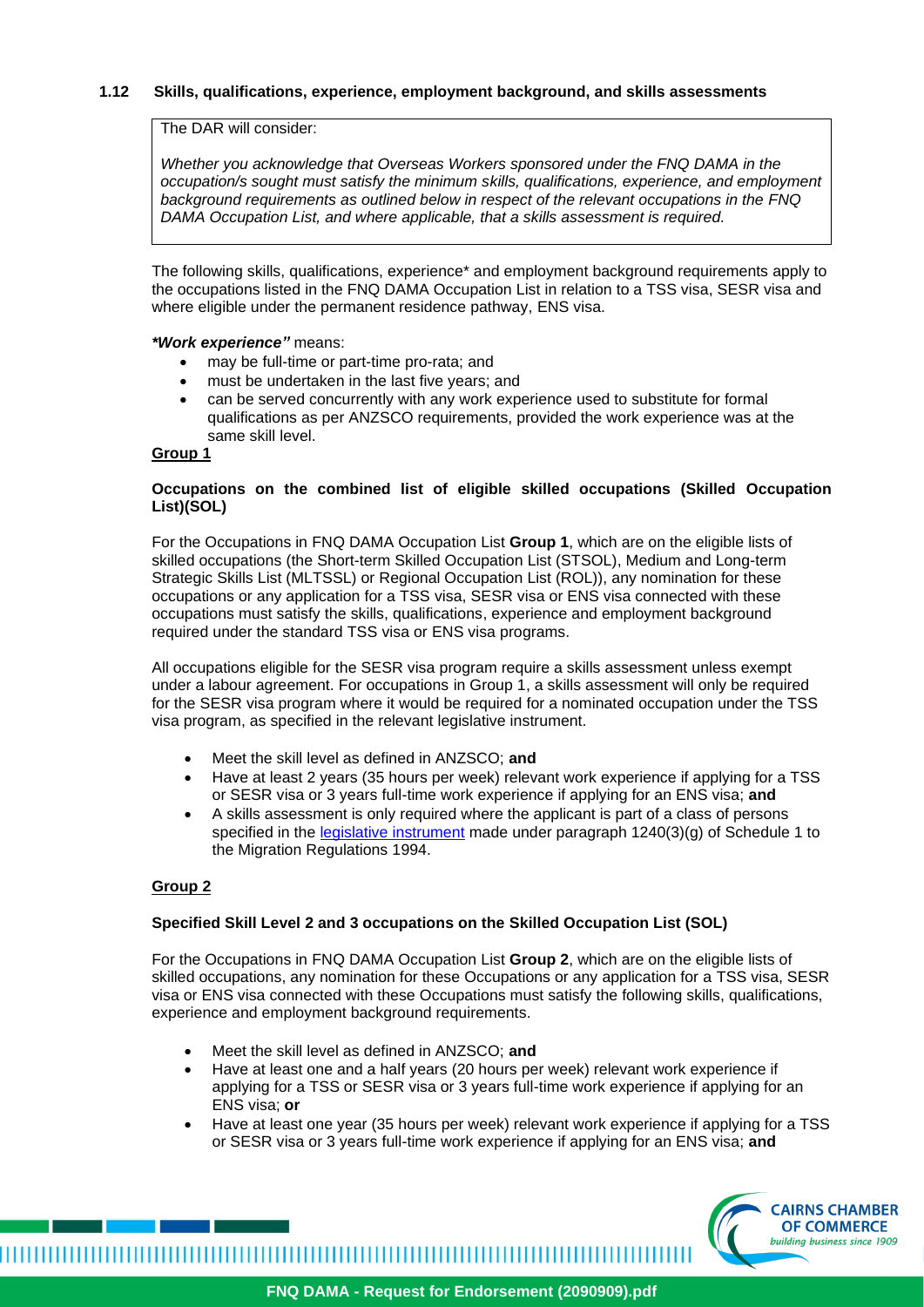### 1.12 Skills, qualifications, experience, employment background, and skills assessments

> The DAR will consider:
>
> *Whether you acknowledge that Overseas Workers sponsored under the FNQ DAMA in the occupation/s sought must satisfy the minimum skills, qualifications, experience, and employment background requirements as outlined below in respect of the relevant occupations in the FNQ DAMA Occupation List, and where applicable, that a skills assessment is required.*

The following skills, qualifications, experience* and employment background requirements apply to the occupations listed in the FNQ DAMA Occupation List in relation to a TSS visa, SESR visa and where eligible under the permanent residence pathway, ENS visa.

***Work experience"*** means:

- may be full-time or part-time pro-rata; and
- must be undertaken in the last five years; and
- can be served concurrently with any work experience used to substitute for formal qualifications as per ANZSCO requirements, provided the work experience was at the same skill level.

**Group 1**

**Occupations on the combined list of eligible skilled occupations (Skilled Occupation List)(SOL)**

For the Occupations in FNQ DAMA Occupation List **Group 1**, which are on the eligible lists of skilled occupations (the Short-term Skilled Occupation List (STSOL), Medium and Long-term Strategic Skills List (MLTSSL) or Regional Occupation List (ROL)), any nomination for these occupations or any application for a TSS visa, SESR visa or ENS visa connected with these occupations must satisfy the skills, qualifications, experience and employment background required under the standard TSS visa or ENS visa programs.

All occupations eligible for the SESR visa program require a skills assessment unless exempt under a labour agreement. For occupations in Group 1, a skills assessment will only be required for the SESR visa program where it would be required for a nominated occupation under the TSS visa program, as specified in the relevant legislative instrument.

- Meet the skill level as defined in ANZSCO; **and**
- Have at least 2 years (35 hours per week) relevant work experience if applying for a TSS or SESR visa or 3 years full-time work experience if applying for an ENS visa; **and**
- A skills assessment is only required where the applicant is part of a class of persons specified in the legislative instrument made under paragraph 1240(3)(g) of Schedule 1 to the Migration Regulations 1994.

**Group 2**

**Specified Skill Level 2 and 3 occupations on the Skilled Occupation List (SOL)**

For the Occupations in FNQ DAMA Occupation List **Group 2**, which are on the eligible lists of skilled occupations, any nomination for these Occupations or any application for a TSS visa, SESR visa or ENS visa connected with these Occupations must satisfy the following skills, qualifications, experience and employment background requirements.

- Meet the skill level as defined in ANZSCO; **and**
- Have at least one and a half years (20 hours per week) relevant work experience if applying for a TSS or SESR visa or 3 years full-time work experience if applying for an ENS visa; **or**
- Have at least one year (35 hours per week) relevant work experience if applying for a TSS or SESR visa or 3 years full-time work experience if applying for an ENS visa; **and**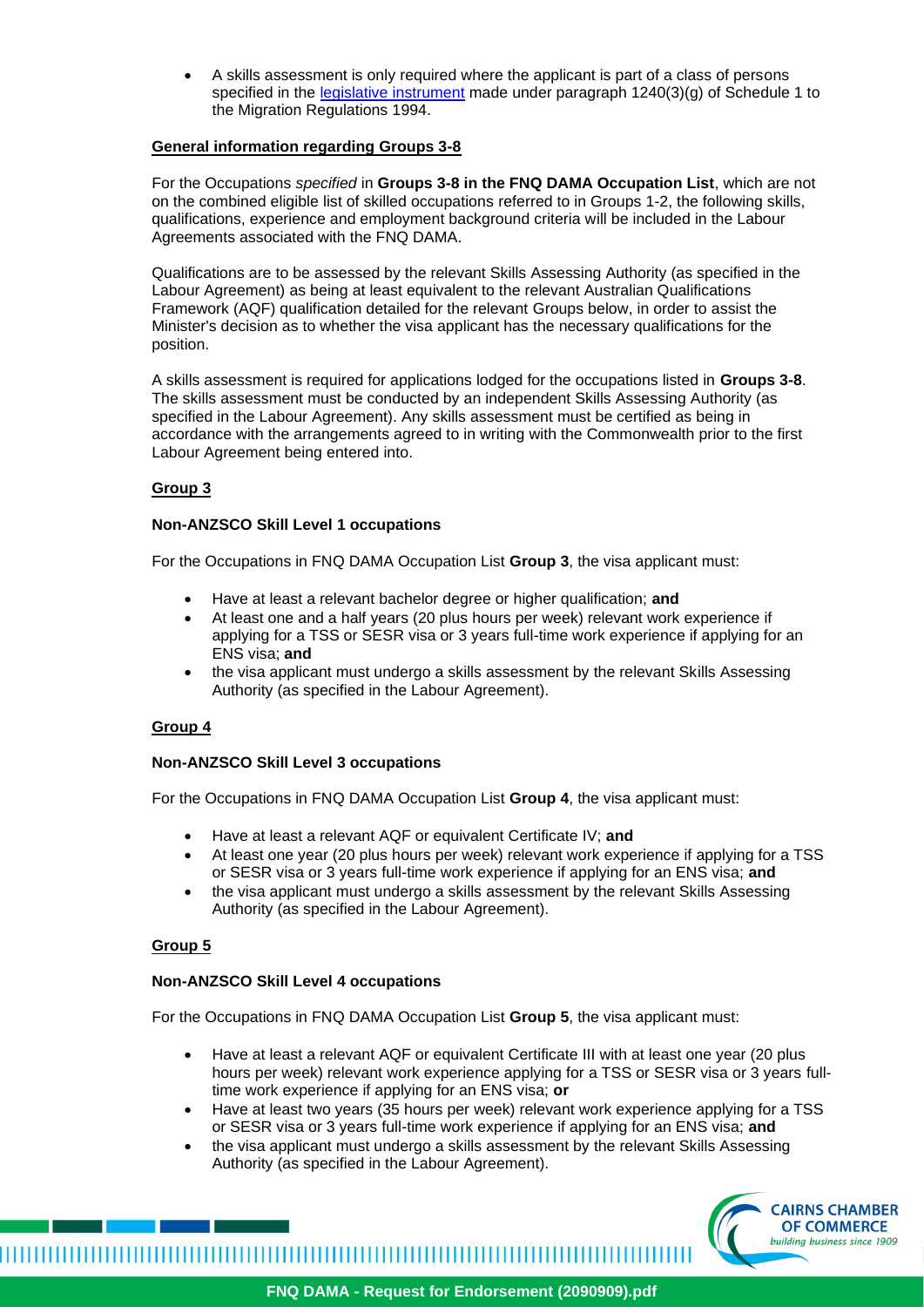- A skills assessment is only required where the applicant is part of a class of persons specified in the [legislative instrument] made under paragraph 1240(3)(g) of Schedule 1 to the Migration Regulations 1994.

**General information regarding Groups 3-8**

For the Occupations *specified* in **Groups 3-8 in the FNQ DAMA Occupation List**, which are not on the combined eligible list of skilled occupations referred to in Groups 1-2, the following skills, qualifications, experience and employment background criteria will be included in the Labour Agreements associated with the FNQ DAMA.

Qualifications are to be assessed by the relevant Skills Assessing Authority (as specified in the Labour Agreement) as being at least equivalent to the relevant Australian Qualifications Framework (AQF) qualification detailed for the relevant Groups below, in order to assist the Minister's decision as to whether the visa applicant has the necessary qualifications for the position.

A skills assessment is required for applications lodged for the occupations listed in **Groups 3-8**. The skills assessment must be conducted by an independent Skills Assessing Authority (as specified in the Labour Agreement). Any skills assessment must be certified as being in accordance with the arrangements agreed to in writing with the Commonwealth prior to the first Labour Agreement being entered into.

**Group 3**

**Non-ANZSCO Skill Level 1 occupations**

For the Occupations in FNQ DAMA Occupation List **Group 3**, the visa applicant must:

- Have at least a relevant bachelor degree or higher qualification; **and**
- At least one and a half years (20 plus hours per week) relevant work experience if applying for a TSS or SESR visa or 3 years full-time work experience if applying for an ENS visa; **and**
- the visa applicant must undergo a skills assessment by the relevant Skills Assessing Authority (as specified in the Labour Agreement).

**Group 4**

**Non-ANZSCO Skill Level 3 occupations**

For the Occupations in FNQ DAMA Occupation List **Group 4**, the visa applicant must:

- Have at least a relevant AQF or equivalent Certificate IV; **and**
- At least one year (20 plus hours per week) relevant work experience if applying for a TSS or SESR visa or 3 years full-time work experience if applying for an ENS visa; **and**
- the visa applicant must undergo a skills assessment by the relevant Skills Assessing Authority (as specified in the Labour Agreement).

**Group 5**

**Non-ANZSCO Skill Level 4 occupations**

For the Occupations in FNQ DAMA Occupation List **Group 5**, the visa applicant must:

- Have at least a relevant AQF or equivalent Certificate III with at least one year (20 plus hours per week) relevant work experience applying for a TSS or SESR visa or 3 years full-time work experience if applying for an ENS visa; **or**
- Have at least two years (35 hours per week) relevant work experience applying for a TSS or SESR visa or 3 years full-time work experience if applying for an ENS visa; **and**
- the visa applicant must undergo a skills assessment by the relevant Skills Assessing Authority (as specified in the Labour Agreement).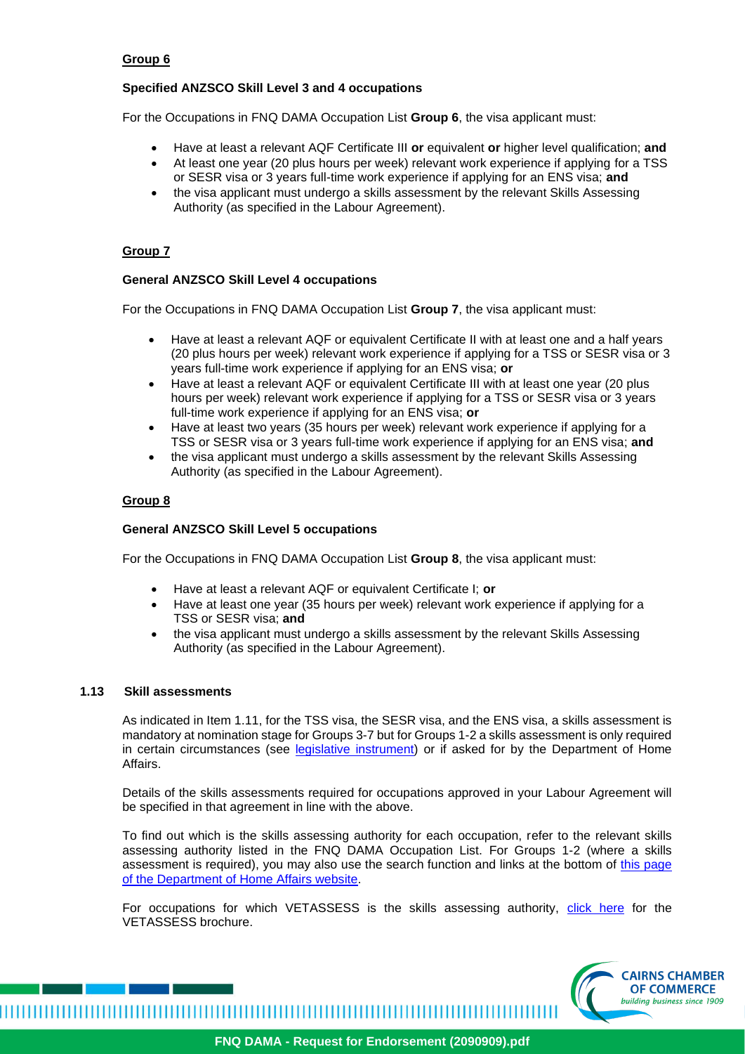**Group 6**

**Specified ANZSCO Skill Level 3 and 4 occupations**

For the Occupations in FNQ DAMA Occupation List **Group 6**, the visa applicant must:

- Have at least a relevant AQF Certificate III **or** equivalent **or** higher level qualification; **and**
- At least one year (20 plus hours per week) relevant work experience if applying for a TSS or SESR visa or 3 years full-time work experience if applying for an ENS visa; **and**
- the visa applicant must undergo a skills assessment by the relevant Skills Assessing Authority (as specified in the Labour Agreement).

**Group 7**

**General ANZSCO Skill Level 4 occupations**

For the Occupations in FNQ DAMA Occupation List **Group 7**, the visa applicant must:

- Have at least a relevant AQF or equivalent Certificate II with at least one and a half years (20 plus hours per week) relevant work experience if applying for a TSS or SESR visa or 3 years full-time work experience if applying for an ENS visa; **or**
- Have at least a relevant AQF or equivalent Certificate III with at least one year (20 plus hours per week) relevant work experience if applying for a TSS or SESR visa or 3 years full-time work experience if applying for an ENS visa; **or**
- Have at least two years (35 hours per week) relevant work experience if applying for a TSS or SESR visa or 3 years full-time work experience if applying for an ENS visa; **and**
- the visa applicant must undergo a skills assessment by the relevant Skills Assessing Authority (as specified in the Labour Agreement).

**Group 8**

**General ANZSCO Skill Level 5 occupations**

For the Occupations in FNQ DAMA Occupation List **Group 8**, the visa applicant must:

- Have at least a relevant AQF or equivalent Certificate I; **or**
- Have at least one year (35 hours per week) relevant work experience if applying for a TSS or SESR visa; **and**
- the visa applicant must undergo a skills assessment by the relevant Skills Assessing Authority (as specified in the Labour Agreement).

**1.13 Skill assessments**

As indicated in Item 1.11, for the TSS visa, the SESR visa, and the ENS visa, a skills assessment is mandatory at nomination stage for Groups 3-7 but for Groups 1-2 a skills assessment is only required in certain circumstances (see legislative instrument) or if asked for by the Department of Home Affairs.

Details of the skills assessments required for occupations approved in your Labour Agreement will be specified in that agreement in line with the above.

To find out which is the skills assessing authority for each occupation, refer to the relevant skills assessing authority listed in the FNQ DAMA Occupation List. For Groups 1-2 (where a skills assessment is required), you may also use the search function and links at the bottom of this page of the Department of Home Affairs website.

For occupations for which VETASSESS is the skills assessing authority, click here for the VETASSESS brochure.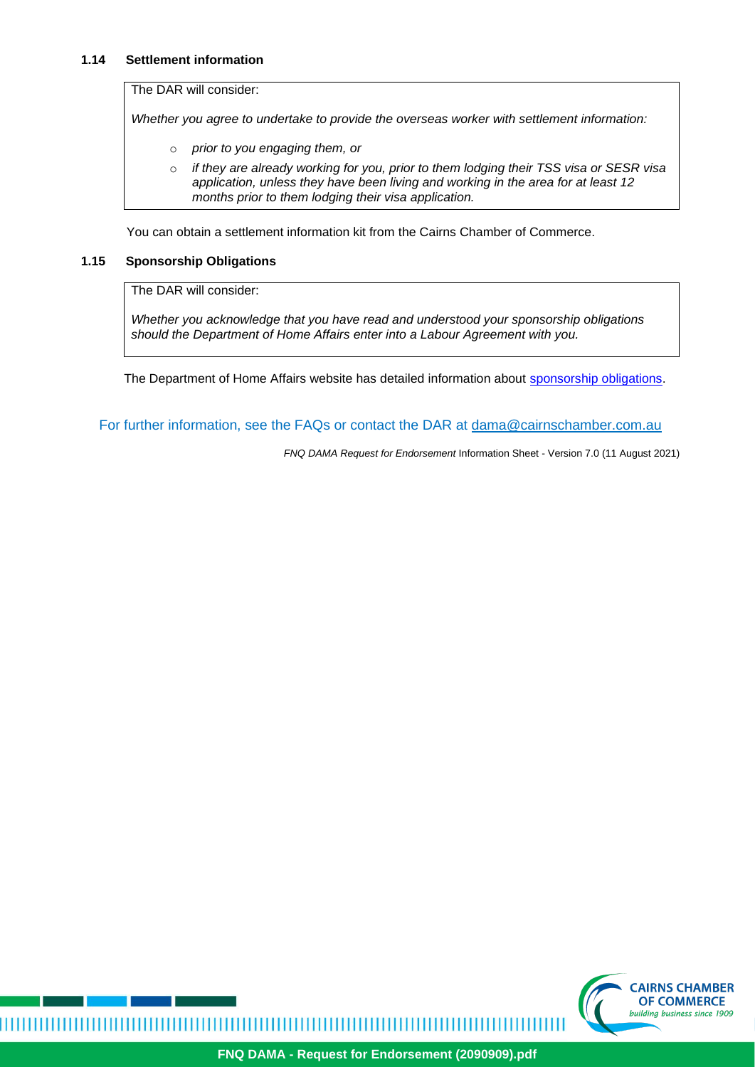### 1.14 Settlement information

The DAR will consider:

*Whether you agree to undertake to provide the overseas worker with settlement information:*

- *prior to you engaging them, or*
- *if they are already working for you, prior to them lodging their TSS visa or SESR visa application, unless they have been living and working in the area for at least 12 months prior to them lodging their visa application.*

You can obtain a settlement information kit from the Cairns Chamber of Commerce.

### 1.15 Sponsorship Obligations

The DAR will consider:

*Whether you acknowledge that you have read and understood your sponsorship obligations should the Department of Home Affairs enter into a Labour Agreement with you.*

The Department of Home Affairs website has detailed information about sponsorship obligations.

For further information, see the FAQs or contact the DAR at dama@cairnschamber.com.au

*FNQ DAMA Request for Endorsement* Information Sheet - Version 7.0 (11 August 2021)